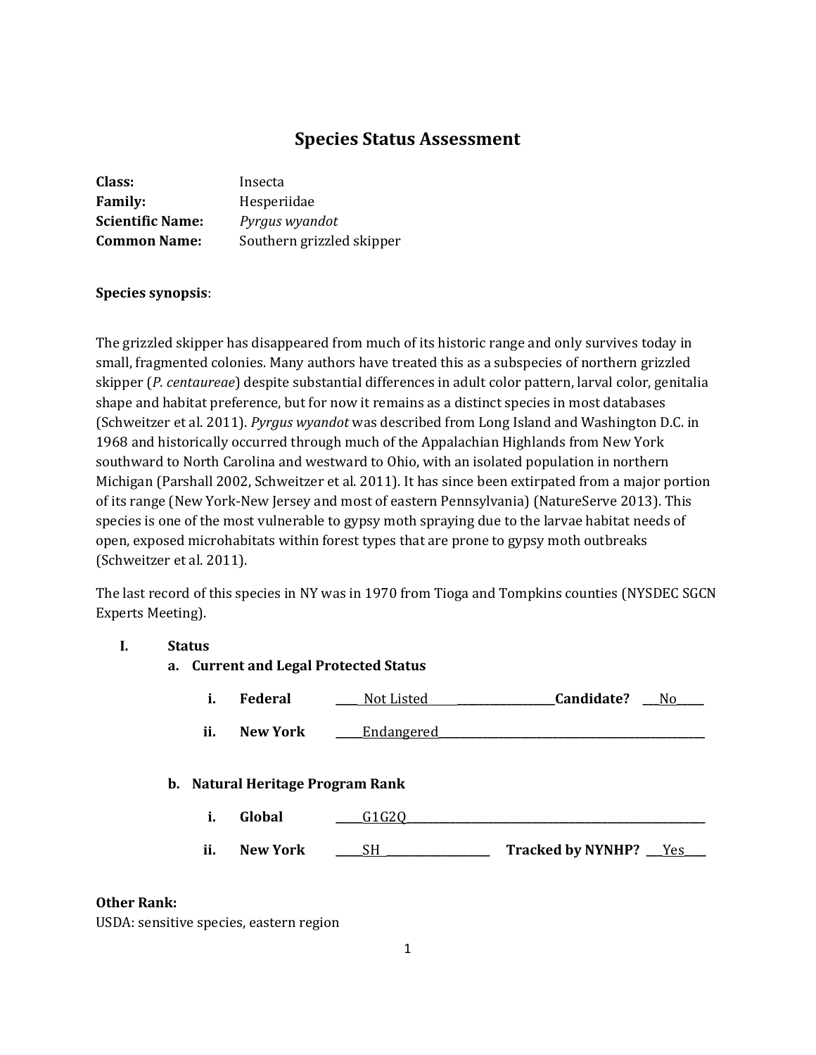# Species Status Assessment

**Class:** Insecta
**Family:** Hesperiidae
**Scientific Name:** *Pyrgus wyandot*
**Common Name:** Southern grizzled skipper

**Species synopsis**:

The grizzled skipper has disappeared from much of its historic range and only survives today in small, fragmented colonies. Many authors have treated this as a subspecies of northern grizzled skipper (*P. centaureae*) despite substantial differences in adult color pattern, larval color, genitalia shape and habitat preference, but for now it remains as a distinct species in most databases (Schweitzer et al. 2011). *Pyrgus wyandot* was described from Long Island and Washington D.C. in 1968 and historically occurred through much of the Appalachian Highlands from New York southward to North Carolina and westward to Ohio, with an isolated population in northern Michigan (Parshall 2002, Schweitzer et al. 2011). It has since been extirpated from a major portion of its range (New York-New Jersey and most of eastern Pennsylvania) (NatureServe 2013). This species is one of the most vulnerable to gypsy moth spraying due to the larvae habitat needs of open, exposed microhabitats within forest types that are prone to gypsy moth outbreaks (Schweitzer et al. 2011).

The last record of this species in NY was in 1970 from Tioga and Tompkins counties (NYSDEC SGCN Experts Meeting).

**I. Status**

**a. Current and Legal Protected Status**

**i. Federal** ____Not Listed____ **Candidate?** ___No___

**ii. New York** ____Endangered____

**b. Natural Heritage Program Rank**

**i. Global** ____G1G2Q____

**ii. New York** ____SH____ **Tracked by NYNHP?** ___Yes___

**Other Rank:**
USDA: sensitive species, eastern region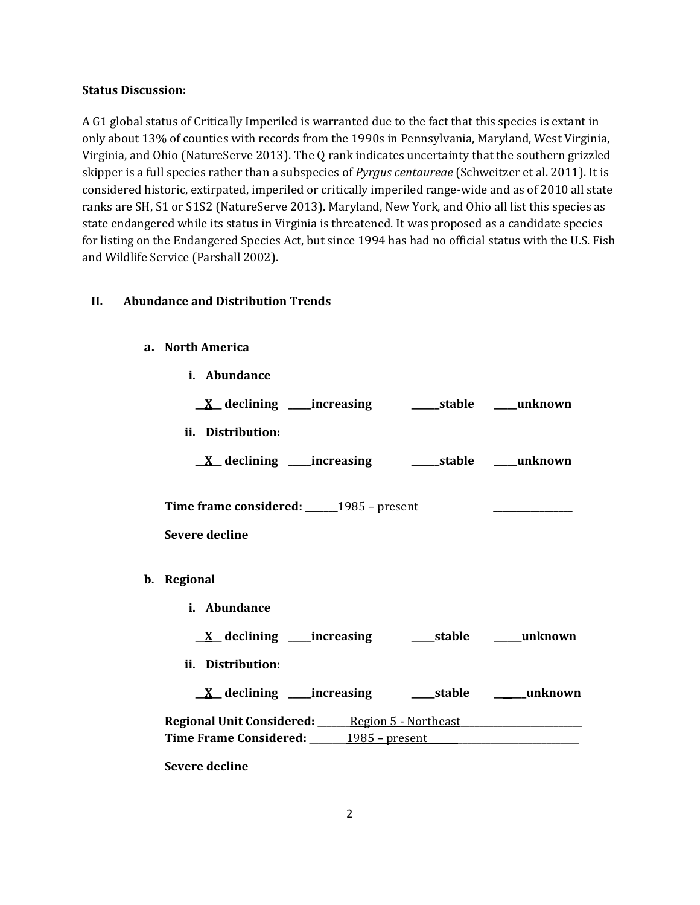**Status Discussion:**

A G1 global status of Critically Imperiled is warranted due to the fact that this species is extant in only about 13% of counties with records from the 1990s in Pennsylvania, Maryland, West Virginia, Virginia, and Ohio (NatureServe 2013). The Q rank indicates uncertainty that the southern grizzled skipper is a full species rather than a subspecies of *Pyrgus centaureae* (Schweitzer et al. 2011). It is considered historic, extirpated, imperiled or critically imperiled range-wide and as of 2010 all state ranks are SH, S1 or S1S2 (NatureServe 2013). Maryland, New York, and Ohio all list this species as state endangered while its status in Virginia is threatened. It was proposed as a candidate species for listing on the Endangered Species Act, but since 1994 has had no official status with the U.S. Fish and Wildlife Service (Parshall 2002).

## II. Abundance and Distribution Trends

### a. North America

**i. Abundance**

**__X__ declining _____increasing ______stable _____unknown**

**ii. Distribution:**

**__X__ declining _____increasing ______stable _____unknown**

**Time frame considered:** _______1985 – present_________________

**Severe decline**

### b. Regional

**i. Abundance**

**__X__ declining _____increasing _____stable ______unknown**

**ii. Distribution:**

**__X__ declining _____increasing _____stable ______unknown**

**Regional Unit Considered:** _______Region 5 - Northeast_________________________

**Time Frame Considered:** ________1985 – present__________________________

**Severe decline**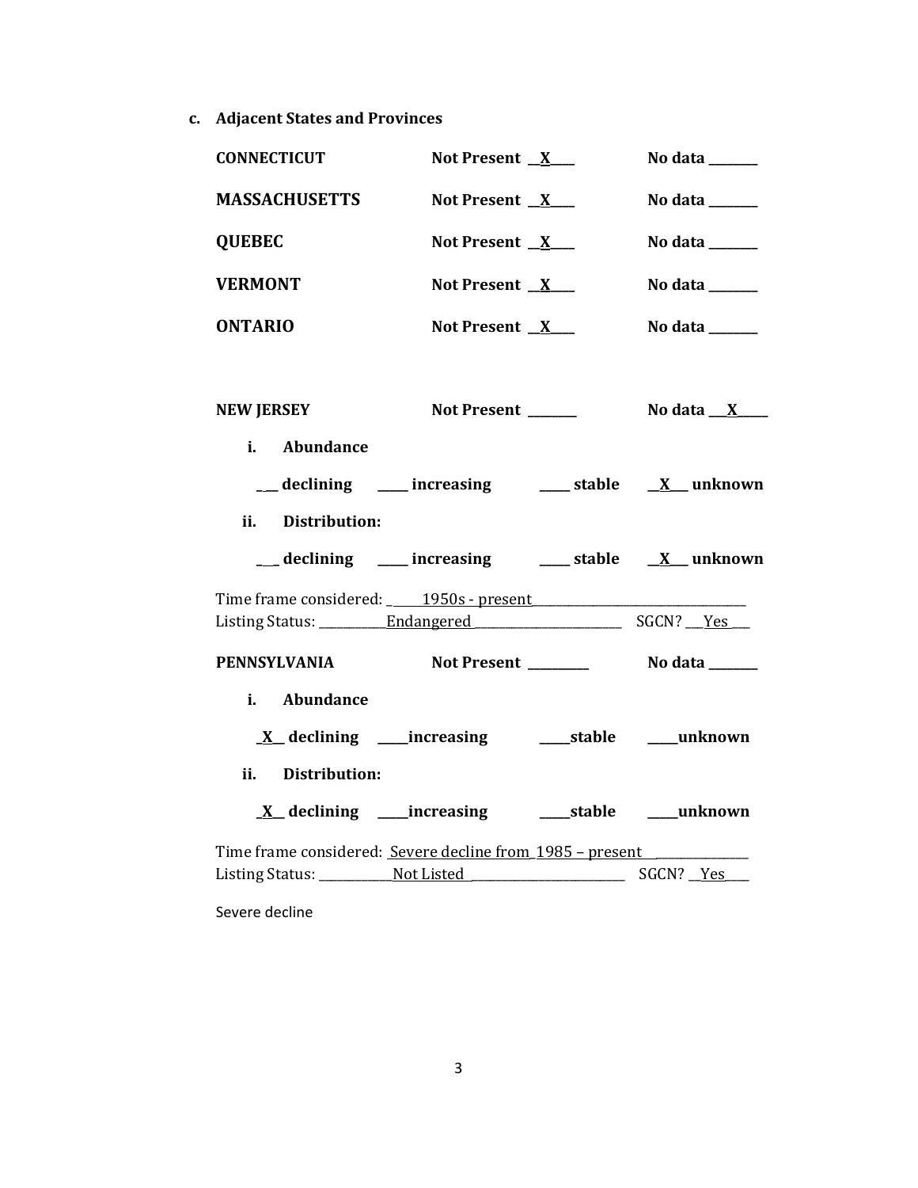**c. Adjacent States and Provinces**

**CONNECTICUT** **Not Present __X___** **No data _______**

**MASSACHUSETTS** **Not Present __X___** **No data _______**

**QUEBEC** **Not Present __X___** **No data _______**

**VERMONT** **Not Present __X___** **No data _______**

**ONTARIO** **Not Present __X___** **No data _______**

**NEW JERSEY** **Not Present _______** **No data ___X_____**

**i. Abundance**

**___ declining ____ increasing ____ stable __X__ unknown**

**ii. Distribution:**

**___ declining ____ increasing ____ stable __X__ unknown**

Time frame considered: _____1950s - present_______________________________
Listing Status: __________Endangered_______________________ SGCN? ___Yes___

**PENNSYLVANIA** **Not Present _________** **No data _______**

**i. Abundance**

**_X__ declining ____increasing ____stable ____unknown**

**ii. Distribution:**

**_X__ declining ____increasing ____stable ____unknown**

Time frame considered: Severe decline from 1985 – present _______________
Listing Status: ___________Not Listed________________________ SGCN? __Yes____

Severe decline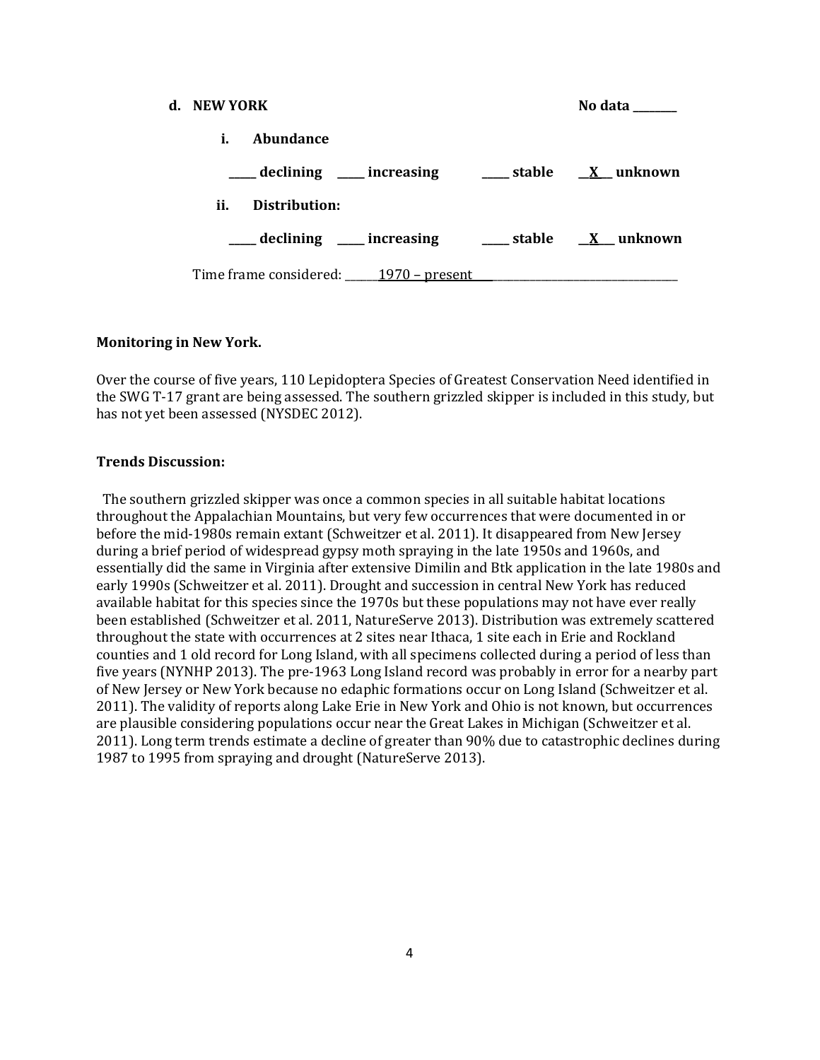**d. NEW YORK** **No data \_\_\_\_\_\_\_\_**

**i. Abundance**

**\_\_\_\_\_ declining \_\_\_\_\_ increasing \_\_\_\_\_ stable \_\_X\_\_ unknown**

**ii. Distribution:**

**\_\_\_\_\_ declining \_\_\_\_\_ increasing \_\_\_\_\_ stable \_\_X\_\_ unknown**

Time frame considered: \_\_\_\_\_\_1970 – present\_\_\_\_\_\_\_\_\_\_\_\_\_\_\_\_\_\_\_\_\_\_\_\_\_\_\_\_\_\_\_\_\_\_\_\_\_\_

**Monitoring in New York.**

Over the course of five years, 110 Lepidoptera Species of Greatest Conservation Need identified in the SWG T-17 grant are being assessed. The southern grizzled skipper is included in this study, but has not yet been assessed (NYSDEC 2012).

**Trends Discussion:**

The southern grizzled skipper was once a common species in all suitable habitat locations throughout the Appalachian Mountains, but very few occurrences that were documented in or before the mid-1980s remain extant (Schweitzer et al. 2011). It disappeared from New Jersey during a brief period of widespread gypsy moth spraying in the late 1950s and 1960s, and essentially did the same in Virginia after extensive Dimilin and Btk application in the late 1980s and early 1990s (Schweitzer et al. 2011). Drought and succession in central New York has reduced available habitat for this species since the 1970s but these populations may not have ever really been established (Schweitzer et al. 2011, NatureServe 2013). Distribution was extremely scattered throughout the state with occurrences at 2 sites near Ithaca, 1 site each in Erie and Rockland counties and 1 old record for Long Island, with all specimens collected during a period of less than five years (NYNHP 2013). The pre-1963 Long Island record was probably in error for a nearby part of New Jersey or New York because no edaphic formations occur on Long Island (Schweitzer et al. 2011). The validity of reports along Lake Erie in New York and Ohio is not known, but occurrences are plausible considering populations occur near the Great Lakes in Michigan (Schweitzer et al. 2011). Long term trends estimate a decline of greater than 90% due to catastrophic declines during 1987 to 1995 from spraying and drought (NatureServe 2013).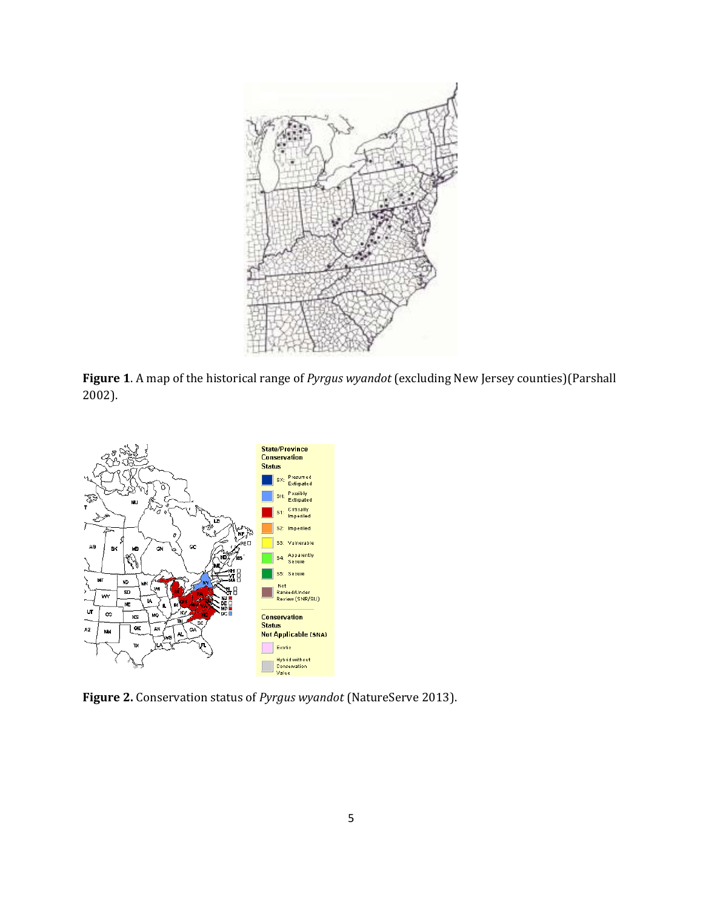**Figure 1**. A map of the historical range of *Pyrgus wyandot* (excluding New Jersey counties)(Parshall 2002).

**Figure 2.** Conservation status of *Pyrgus wyandot* (NatureServe 2013).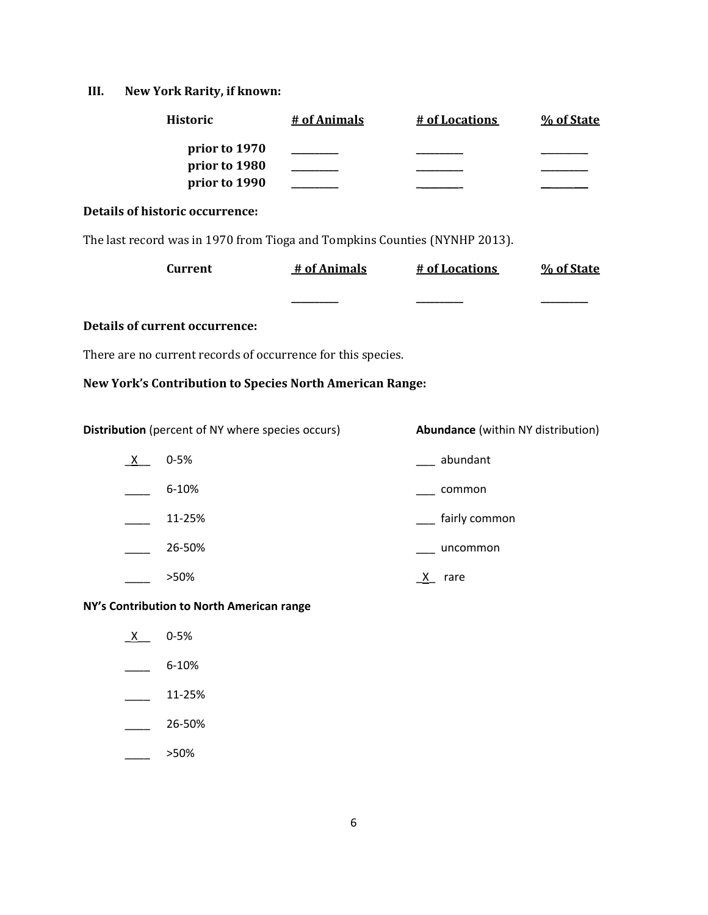## III. New York Rarity, if known:

| Historic | # of Animals | # of Locations | % of State |
|---|---|---|---|
| prior to 1970 | _________ | _________ | _________ |
| prior to 1980 | _________ | _________ | _________ |
| prior to 1990 | _________ | _________ | _________ |

**Details of historic occurrence:**

The last record was in 1970 from Tioga and Tompkins Counties (NYNHP 2013).

| Current | # of Animals | # of Locations | % of State |
|---|---|---|---|
| | _________ | _________ | _________ |

**Details of current occurrence:**

There are no current records of occurrence for this species.

**New York's Contribution to Species North American Range:**

| **Distribution** (percent of NY where species occurs) | | **Abundance** (within NY distribution) | |
|---|---|---|---|
| _X__ | 0-5% | ___ | abundant |
| ____ | 6-10% | ___ | common |
| ____ | 11-25% | ___ | fairly common |
| ____ | 26-50% | ___ | uncommon |
| ____ | >50% | _X_ | rare |

**NY's Contribution to North American range**

_X__ 0-5%

____ 6-10%

____ 11-25%

____ 26-50%

____ >50%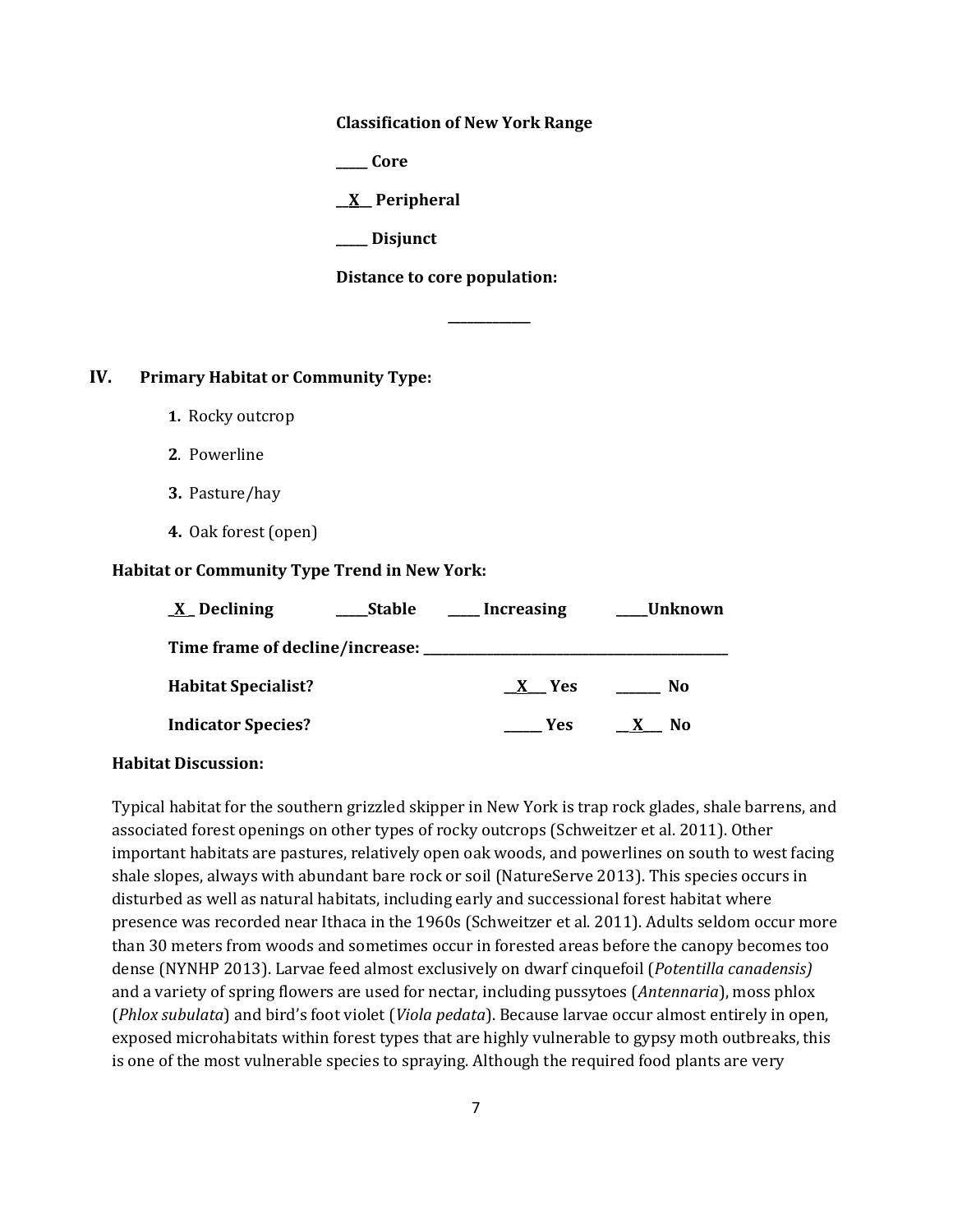**Classification of New York Range**

_____ Core

__X__ Peripheral

_____ Disjunct

**Distance to core population:**

____________

## IV. Primary Habitat or Community Type:

1. Rocky outcrop
2. Powerline
3. Pasture/hay
4. Oak forest (open)

**Habitat or Community Type Trend in New York:**

_X_ Declining _____Stable _____ Increasing _____Unknown

**Time frame of decline/increase:** _______________________________________________

**Habitat Specialist?** __X___ Yes ______ No

**Indicator Species?** ______ Yes __X___ No

**Habitat Discussion:**

Typical habitat for the southern grizzled skipper in New York is trap rock glades, shale barrens, and associated forest openings on other types of rocky outcrops (Schweitzer et al. 2011). Other important habitats are pastures, relatively open oak woods, and powerlines on south to west facing shale slopes, always with abundant bare rock or soil (NatureServe 2013). This species occurs in disturbed as well as natural habitats, including early and successional forest habitat where presence was recorded near Ithaca in the 1960s (Schweitzer et al. 2011). Adults seldom occur more than 30 meters from woods and sometimes occur in forested areas before the canopy becomes too dense (NYNHP 2013). Larvae feed almost exclusively on dwarf cinquefoil (*Potentilla canadensis)* and a variety of spring flowers are used for nectar, including pussytoes (*Antennaria*), moss phlox (*Phlox subulata*) and bird's foot violet (*Viola pedata*). Because larvae occur almost entirely in open, exposed microhabitats within forest types that are highly vulnerable to gypsy moth outbreaks, this is one of the most vulnerable species to spraying. Although the required food plants are very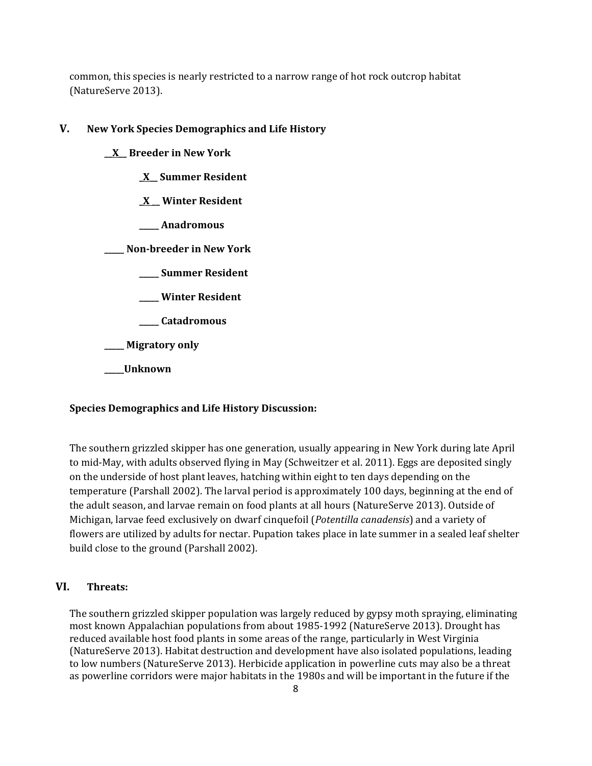common, this species is nearly restricted to a narrow range of hot rock outcrop habitat (NatureServe 2013).

## V. New York Species Demographics and Life History

**__X__ Breeder in New York**

**_X__ Summer Resident**

**_X__ Winter Resident**

**_____ Anadromous**

**_____ Non-breeder in New York**

**_____ Summer Resident**

**_____ Winter Resident**

**_____ Catadromous**

**_____ Migratory only**

**_____Unknown**

**Species Demographics and Life History Discussion:**

The southern grizzled skipper has one generation, usually appearing in New York during late April to mid-May, with adults observed flying in May (Schweitzer et al. 2011). Eggs are deposited singly on the underside of host plant leaves, hatching within eight to ten days depending on the temperature (Parshall 2002). The larval period is approximately 100 days, beginning at the end of the adult season, and larvae remain on food plants at all hours (NatureServe 2013). Outside of Michigan, larvae feed exclusively on dwarf cinquefoil (*Potentilla canadensis*) and a variety of flowers are utilized by adults for nectar. Pupation takes place in late summer in a sealed leaf shelter build close to the ground (Parshall 2002).

## VI. Threats:

The southern grizzled skipper population was largely reduced by gypsy moth spraying, eliminating most known Appalachian populations from about 1985-1992 (NatureServe 2013). Drought has reduced available host food plants in some areas of the range, particularly in West Virginia (NatureServe 2013). Habitat destruction and development have also isolated populations, leading to low numbers (NatureServe 2013). Herbicide application in powerline cuts may also be a threat as powerline corridors were major habitats in the 1980s and will be important in the future if the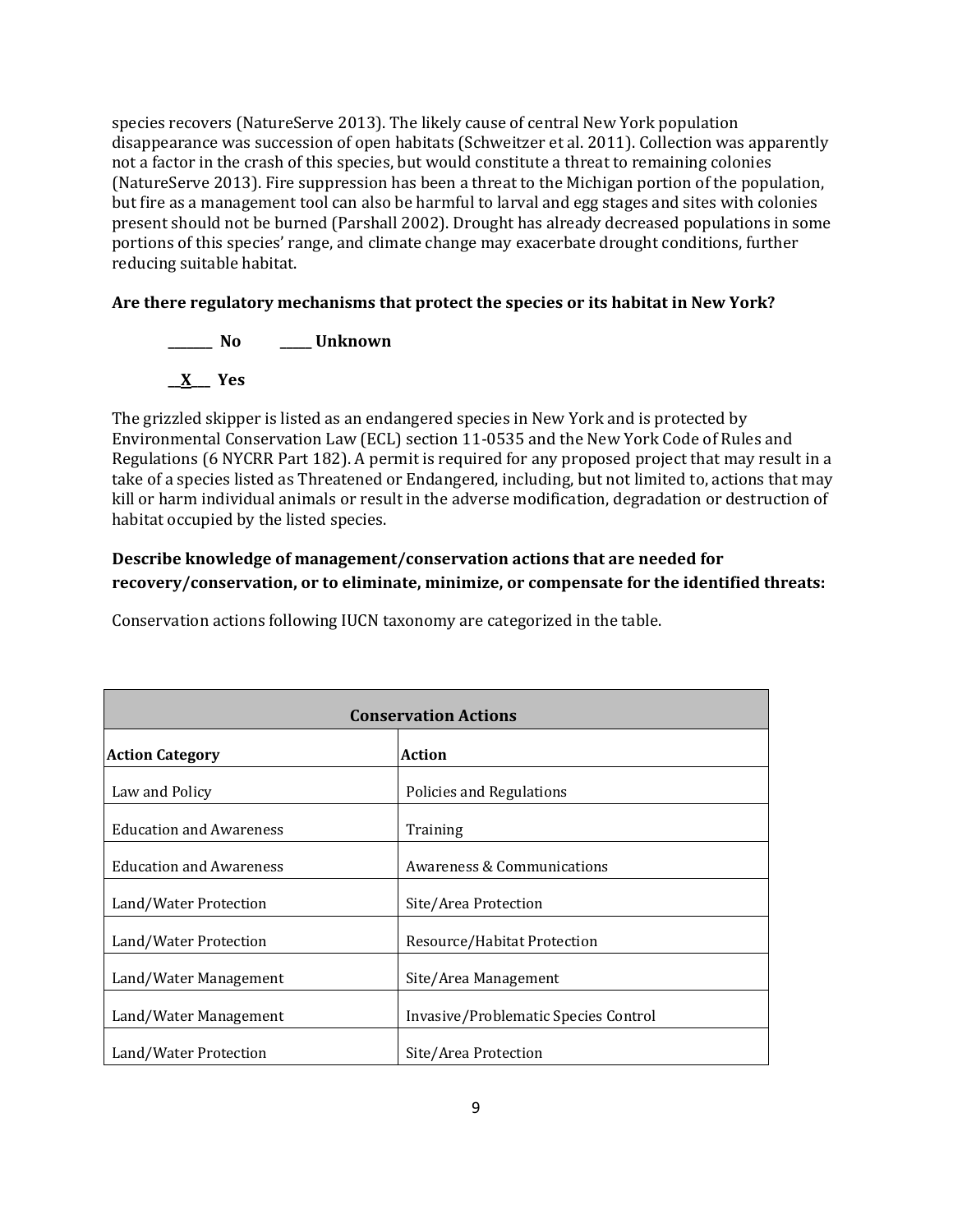species recovers (NatureServe 2013). The likely cause of central New York population disappearance was succession of open habitats (Schweitzer et al. 2011). Collection was apparently not a factor in the crash of this species, but would constitute a threat to remaining colonies (NatureServe 2013). Fire suppression has been a threat to the Michigan portion of the population, but fire as a management tool can also be harmful to larval and egg stages and sites with colonies present should not be burned (Parshall 2002). Drought has already decreased populations in some portions of this species' range, and climate change may exacerbate drought conditions, further reducing suitable habitat.

**Are there regulatory mechanisms that protect the species or its habitat in New York?**

_______ **No** _____ **Unknown**

__X___ **Yes**

The grizzled skipper is listed as an endangered species in New York and is protected by Environmental Conservation Law (ECL) section 11-0535 and the New York Code of Rules and Regulations (6 NYCRR Part 182). A permit is required for any proposed project that may result in a take of a species listed as Threatened or Endangered, including, but not limited to, actions that may kill or harm individual animals or result in the adverse modification, degradation or destruction of habitat occupied by the listed species.

**Describe knowledge of management/conservation actions that are needed for recovery/conservation, or to eliminate, minimize, or compensate for the identified threats:**

Conservation actions following IUCN taxonomy are categorized in the table.

| **Conservation Actions** | |
|---|---|
| **Action Category** | **Action** |
| Law and Policy | Policies and Regulations |
| Education and Awareness | Training |
| Education and Awareness | Awareness & Communications |
| Land/Water Protection | Site/Area Protection |
| Land/Water Protection | Resource/Habitat Protection |
| Land/Water Management | Site/Area Management |
| Land/Water Management | Invasive/Problematic Species Control |
| Land/Water Protection | Site/Area Protection |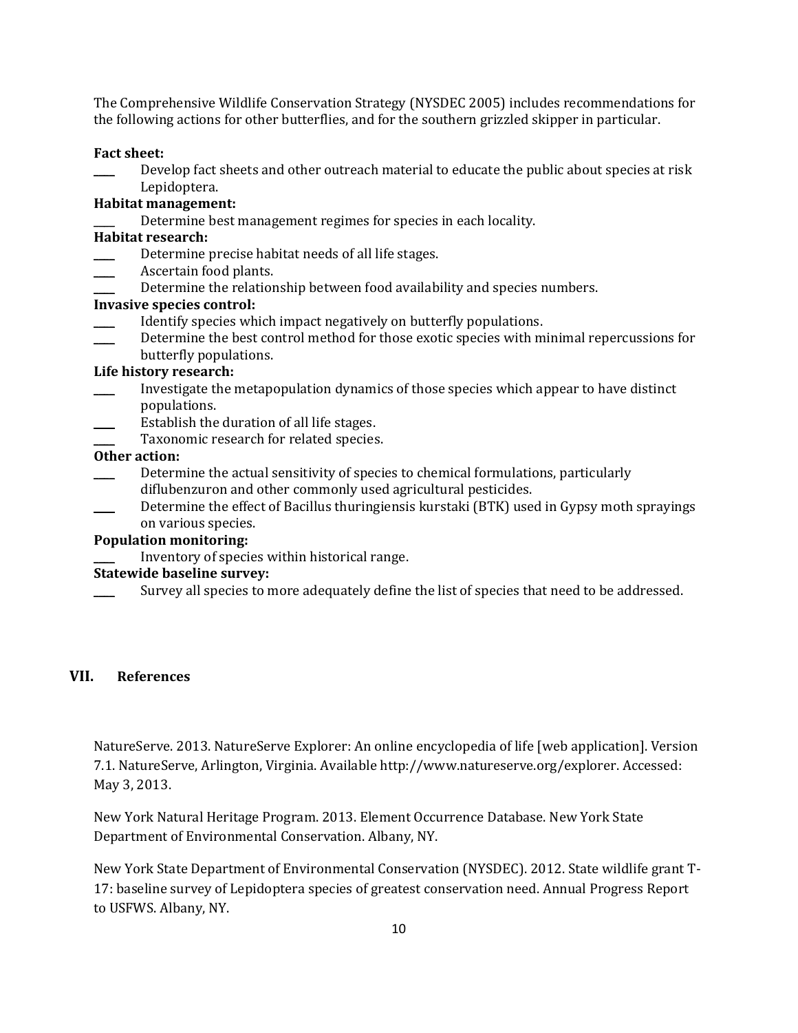The Comprehensive Wildlife Conservation Strategy (NYSDEC 2005) includes recommendations for the following actions for other butterflies, and for the southern grizzled skipper in particular.

**Fact sheet:**

____ Develop fact sheets and other outreach material to educate the public about species at risk Lepidoptera.

**Habitat management:**

____ Determine best management regimes for species in each locality.

**Habitat research:**

____ Determine precise habitat needs of all life stages.

____ Ascertain food plants.

____ Determine the relationship between food availability and species numbers.

**Invasive species control:**

____ Identify species which impact negatively on butterfly populations.

____ Determine the best control method for those exotic species with minimal repercussions for butterfly populations.

**Life history research:**

____ Investigate the metapopulation dynamics of those species which appear to have distinct populations.

____ Establish the duration of all life stages.

____ Taxonomic research for related species.

**Other action:**

____ Determine the actual sensitivity of species to chemical formulations, particularly diflubenzuron and other commonly used agricultural pesticides.

____ Determine the effect of Bacillus thuringiensis kurstaki (BTK) used in Gypsy moth sprayings on various species.

**Population monitoring:**

____ Inventory of species within historical range.

**Statewide baseline survey:**

____ Survey all species to more adequately define the list of species that need to be addressed.

## VII. References

NatureServe. 2013. NatureServe Explorer: An online encyclopedia of life [web application]. Version 7.1. NatureServe, Arlington, Virginia. Available http://www.natureserve.org/explorer. Accessed: May 3, 2013.

New York Natural Heritage Program. 2013. Element Occurrence Database. New York State Department of Environmental Conservation. Albany, NY.

New York State Department of Environmental Conservation (NYSDEC). 2012. State wildlife grant T-17: baseline survey of Lepidoptera species of greatest conservation need. Annual Progress Report to USFWS. Albany, NY.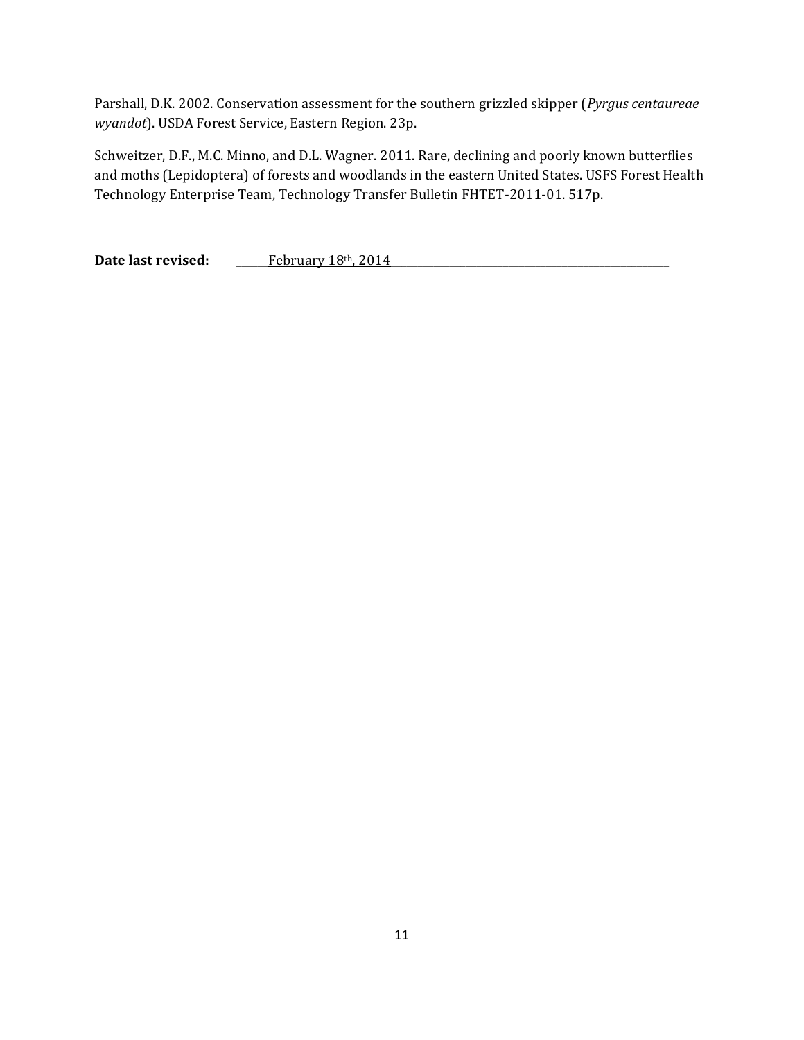Parshall, D.K. 2002. Conservation assessment for the southern grizzled skipper (*Pyrgus centaureae wyandot*). USDA Forest Service, Eastern Region. 23p.

Schweitzer, D.F., M.C. Minno, and D.L. Wagner. 2011. Rare, declining and poorly known butterflies and moths (Lepidoptera) of forests and woodlands in the eastern United States. USFS Forest Health Technology Enterprise Team, Technology Transfer Bulletin FHTET-2011-01. 517p.

**Date last revised:** February 18th, 2014